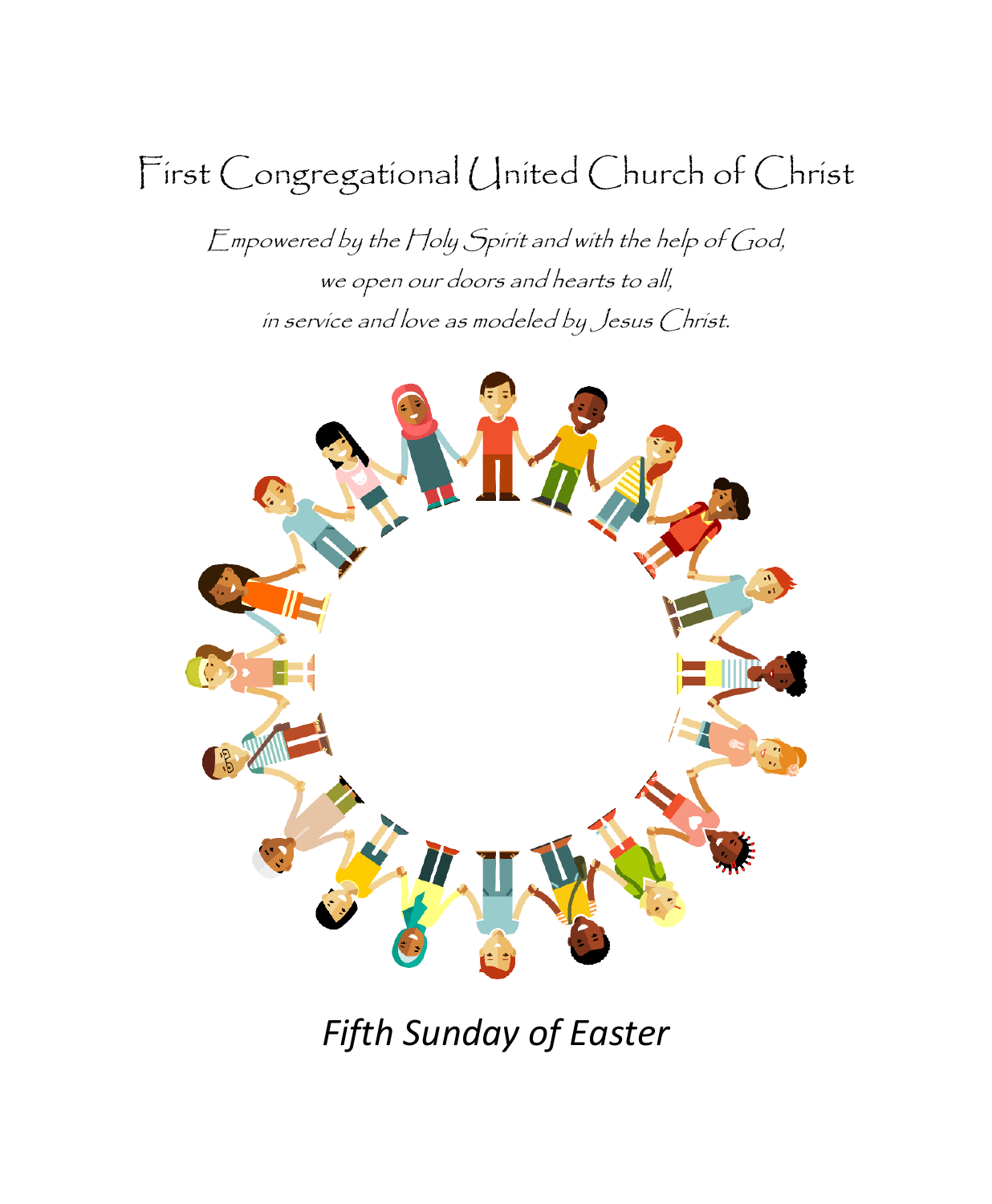# First Congregational United Church of Christ

*Empowered by the Holy Spirit and with the help of God,*
*we open our doors and hearts to all,*
*in service and love as modeled by Jesus Christ.*

## *Fifth Sunday of Easter*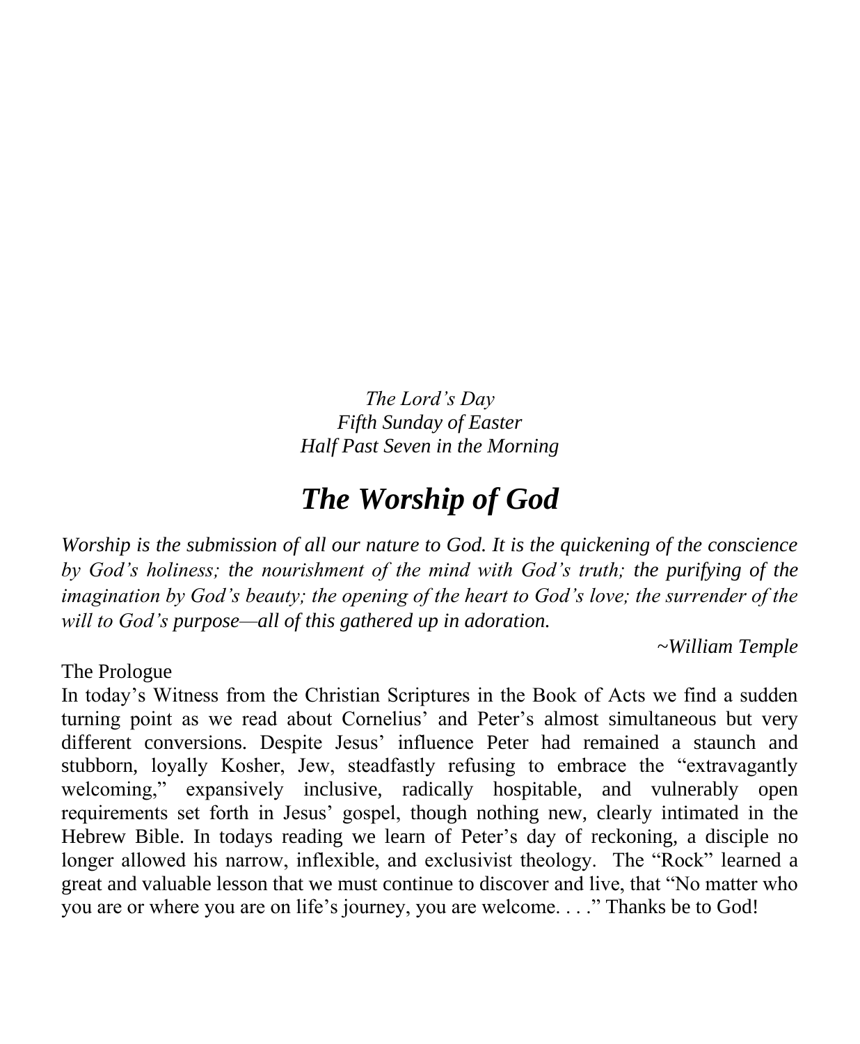*The Lord's Day*
*Fifth Sunday of Easter*
*Half Past Seven in the Morning*

# *The Worship of God*

*Worship is the submission of all our nature to God. It is the quickening of the conscience by God's holiness; the nourishment of the mind with God's truth; the purifying of the imagination by God's beauty; the opening of the heart to God's love; the surrender of the will to God's purpose—all of this gathered up in adoration.*

*~William Temple*

The Prologue

In today's Witness from the Christian Scriptures in the Book of Acts we find a sudden turning point as we read about Cornelius' and Peter's almost simultaneous but very different conversions. Despite Jesus' influence Peter had remained a staunch and stubborn, loyally Kosher, Jew, steadfastly refusing to embrace the "extravagantly welcoming," expansively inclusive, radically hospitable, and vulnerably open requirements set forth in Jesus' gospel, though nothing new, clearly intimated in the Hebrew Bible. In todays reading we learn of Peter's day of reckoning, a disciple no longer allowed his narrow, inflexible, and exclusivist theology. The "Rock" learned a great and valuable lesson that we must continue to discover and live, that "No matter who you are or where you are on life's journey, you are welcome. . . ." Thanks be to God!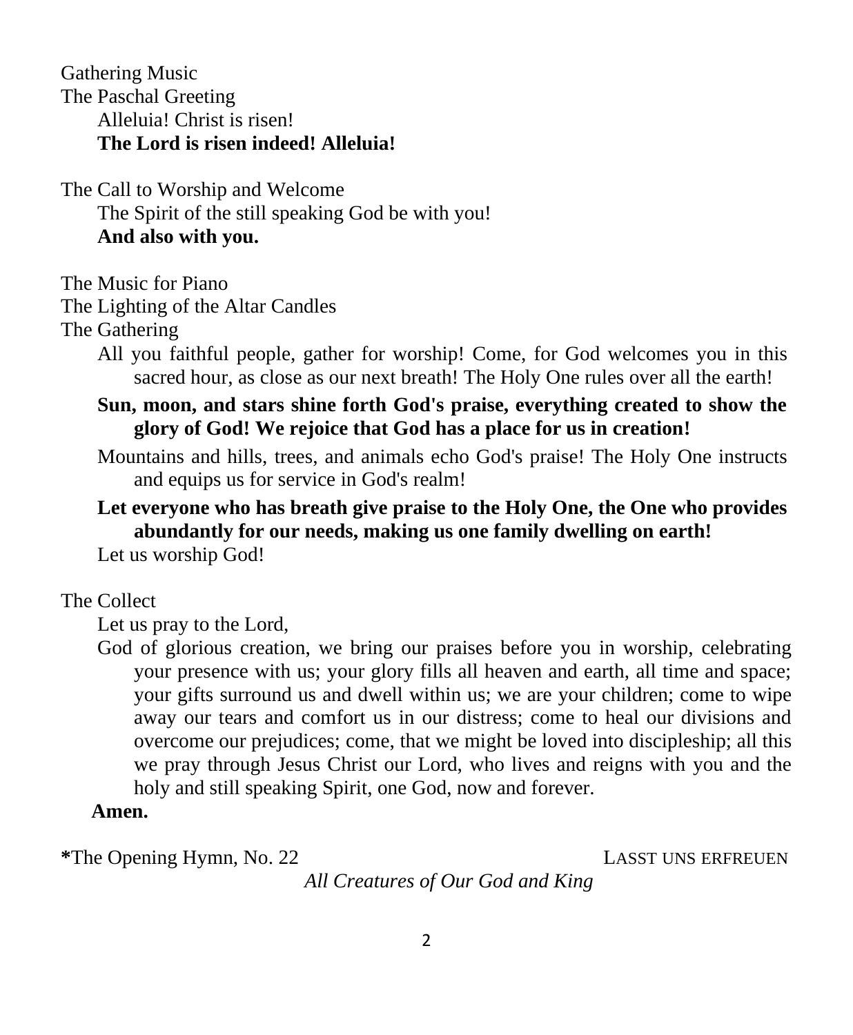Gathering Music

The Paschal Greeting

Alleluia! Christ is risen!

**The Lord is risen indeed! Alleluia!**

The Call to Worship and Welcome

The Spirit of the still speaking God be with you!

**And also with you.**

The Music for Piano

The Lighting of the Altar Candles

The Gathering

All you faithful people, gather for worship! Come, for God welcomes you in this sacred hour, as close as our next breath! The Holy One rules over all the earth!

**Sun, moon, and stars shine forth God's praise, everything created to show the glory of God! We rejoice that God has a place for us in creation!**

Mountains and hills, trees, and animals echo God's praise! The Holy One instructs and equips us for service in God's realm!

**Let everyone who has breath give praise to the Holy One, the One who provides abundantly for our needs, making us one family dwelling on earth!**

Let us worship God!

The Collect

Let us pray to the Lord,

God of glorious creation, we bring our praises before you in worship, celebrating your presence with us; your glory fills all heaven and earth, all time and space; your gifts surround us and dwell within us; we are your children; come to wipe away our tears and comfort us in our distress; come to heal our divisions and overcome our prejudices; come, that we might be loved into discipleship; all this we pray through Jesus Christ our Lord, who lives and reigns with you and the holy and still speaking Spirit, one God, now and forever.

**Amen.**

**\***The Opening Hymn, No. 22 — LASST UNS ERFREUEN

*All Creatures of Our God and King*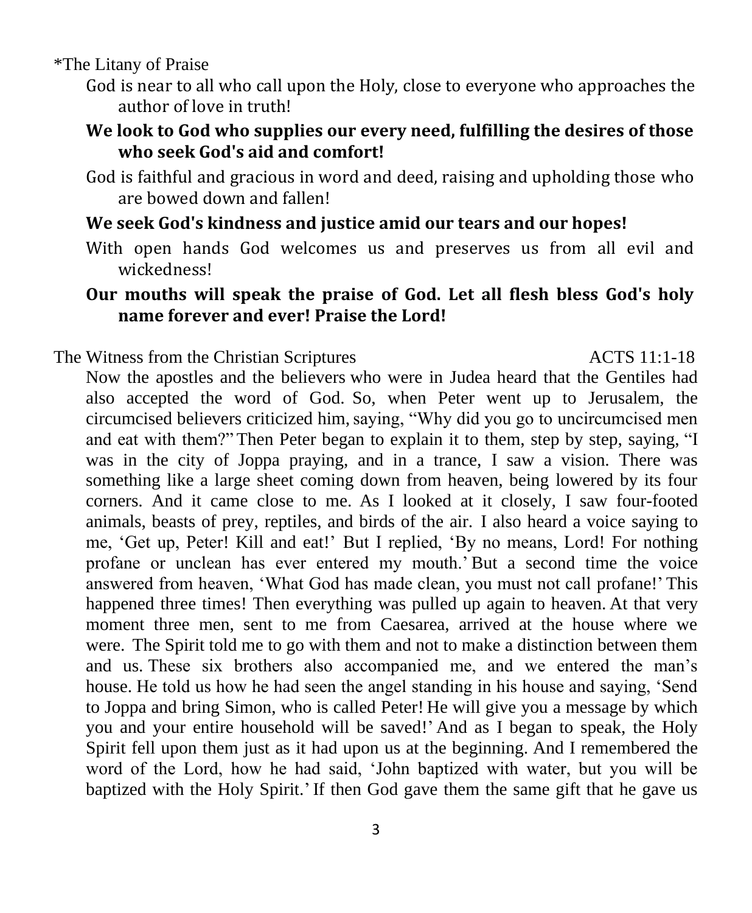*The Litany of Praise

God is near to all who call upon the Holy, close to everyone who approaches the author of love in truth!

**We look to God who supplies our every need, fulfilling the desires of those who seek God's aid and comfort!**

God is faithful and gracious in word and deed, raising and upholding those who are bowed down and fallen!

**We seek God's kindness and justice amid our tears and our hopes!**

With open hands God welcomes us and preserves us from all evil and wickedness!

**Our mouths will speak the praise of God. Let all flesh bless God's holy name forever and ever! Praise the Lord!**

The Witness from the Christian Scriptures ACTS 11:1-18

Now the apostles and the believers who were in Judea heard that the Gentiles had also accepted the word of God. So, when Peter went up to Jerusalem, the circumcised believers criticized him, saying, "Why did you go to uncircumcised men and eat with them?" Then Peter began to explain it to them, step by step, saying, "I was in the city of Joppa praying, and in a trance, I saw a vision. There was something like a large sheet coming down from heaven, being lowered by its four corners. And it came close to me. As I looked at it closely, I saw four-footed animals, beasts of prey, reptiles, and birds of the air. I also heard a voice saying to me, 'Get up, Peter! Kill and eat!' But I replied, 'By no means, Lord! For nothing profane or unclean has ever entered my mouth.' But a second time the voice answered from heaven, 'What God has made clean, you must not call profane!' This happened three times! Then everything was pulled up again to heaven. At that very moment three men, sent to me from Caesarea, arrived at the house where we were. The Spirit told me to go with them and not to make a distinction between them and us. These six brothers also accompanied me, and we entered the man's house. He told us how he had seen the angel standing in his house and saying, 'Send to Joppa and bring Simon, who is called Peter! He will give you a message by which you and your entire household will be saved!' And as I began to speak, the Holy Spirit fell upon them just as it had upon us at the beginning. And I remembered the word of the Lord, how he had said, 'John baptized with water, but you will be baptized with the Holy Spirit.' If then God gave them the same gift that he gave us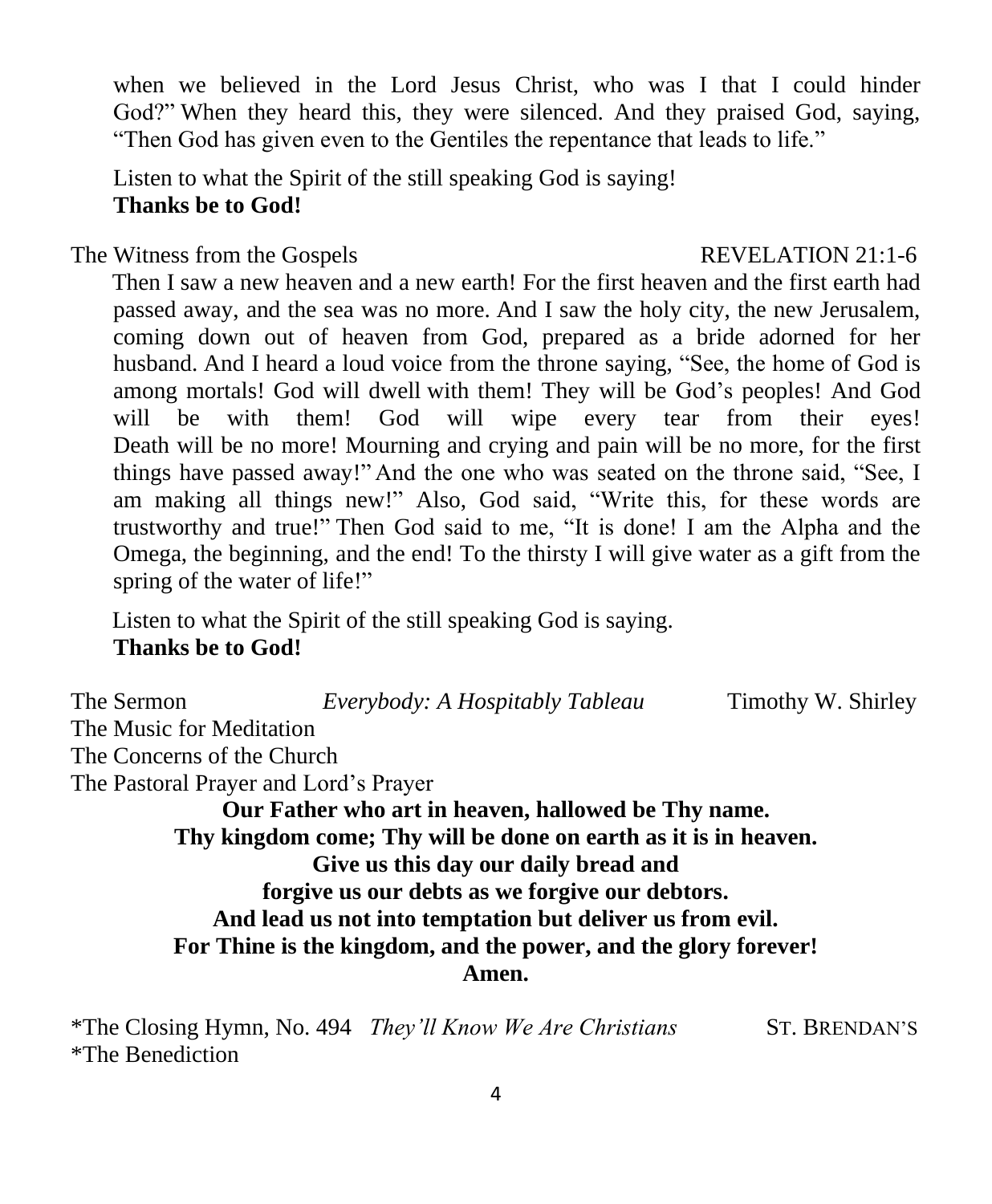when we believed in the Lord Jesus Christ, who was I that I could hinder God?" When they heard this, they were silenced. And they praised God, saying, "Then God has given even to the Gentiles the repentance that leads to life."

Listen to what the Spirit of the still speaking God is saying!
**Thanks be to God!**

The Witness from the Gospels REVELATION 21:1-6

Then I saw a new heaven and a new earth! For the first heaven and the first earth had passed away, and the sea was no more. And I saw the holy city, the new Jerusalem, coming down out of heaven from God, prepared as a bride adorned for her husband. And I heard a loud voice from the throne saying, "See, the home of God is among mortals! God will dwell with them! They will be God's peoples! And God will be with them! God will wipe every tear from their eyes! Death will be no more! Mourning and crying and pain will be no more, for the first things have passed away!" And the one who was seated on the throne said, "See, I am making all things new!" Also, God said, "Write this, for these words are trustworthy and true!" Then God said to me, "It is done! I am the Alpha and the Omega, the beginning, and the end! To the thirsty I will give water as a gift from the spring of the water of life!"

Listen to what the Spirit of the still speaking God is saying.
**Thanks be to God!**

The Sermon *Everybody: A Hospitably Tableau* Timothy W. Shirley
The Music for Meditation
The Concerns of the Church
The Pastoral Prayer and Lord's Prayer

**Our Father who art in heaven, hallowed be Thy name.**
**Thy kingdom come; Thy will be done on earth as it is in heaven.**
**Give us this day our daily bread and**
**forgive us our debts as we forgive our debtors.**
**And lead us not into temptation but deliver us from evil.**
**For Thine is the kingdom, and the power, and the glory forever!**
**Amen.**

*The Closing Hymn, No. 494 *They'll Know We Are Christians* ST. BRENDAN'S
*The Benediction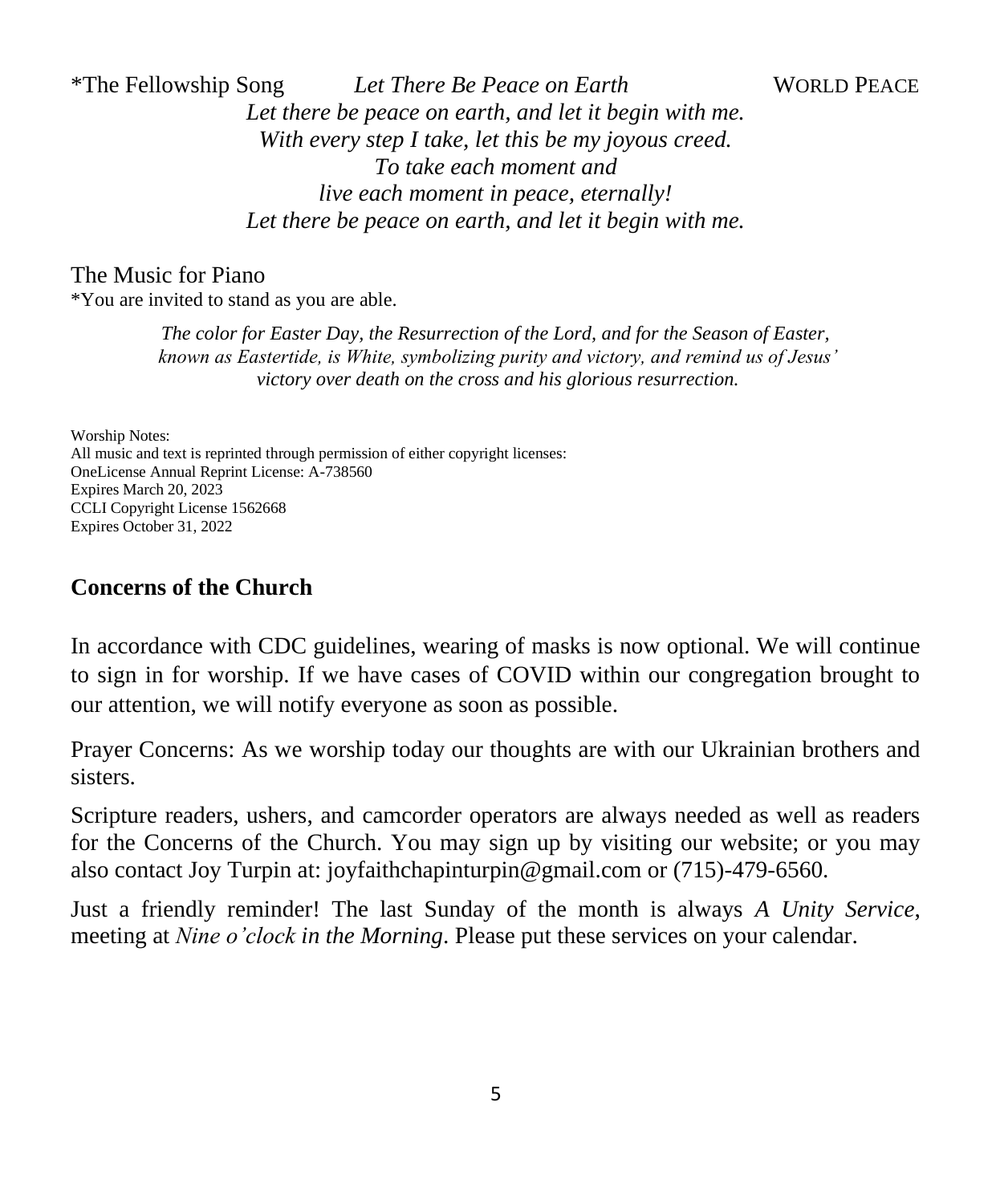*The Fellowship Song *Let There Be Peace on Earth* WORLD PEACE

*Let there be peace on earth, and let it begin with me.*
*With every step I take, let this be my joyous creed.*
*To take each moment and*
*live each moment in peace, eternally!*
*Let there be peace on earth, and let it begin with me.*

The Music for Piano

*You are invited to stand as you are able.

*The color for Easter Day, the Resurrection of the Lord, and for the Season of Easter, known as Eastertide, is White, symbolizing purity and victory, and remind us of Jesus' victory over death on the cross and his glorious resurrection.*

Worship Notes:
All music and text is reprinted through permission of either copyright licenses:
OneLicense Annual Reprint License: A-738560
Expires March 20, 2023
CCLI Copyright License 1562668
Expires October 31, 2022

## Concerns of the Church

In accordance with CDC guidelines, wearing of masks is now optional. We will continue to sign in for worship. If we have cases of COVID within our congregation brought to our attention, we will notify everyone as soon as possible.

Prayer Concerns: As we worship today our thoughts are with our Ukrainian brothers and sisters.

Scripture readers, ushers, and camcorder operators are always needed as well as readers for the Concerns of the Church. You may sign up by visiting our website; or you may also contact Joy Turpin at: joyfaithchapinturpin@gmail.com or (715)-479-6560.

Just a friendly reminder! The last Sunday of the month is always *A Unity Service*, meeting at *Nine o'clock in the Morning*. Please put these services on your calendar.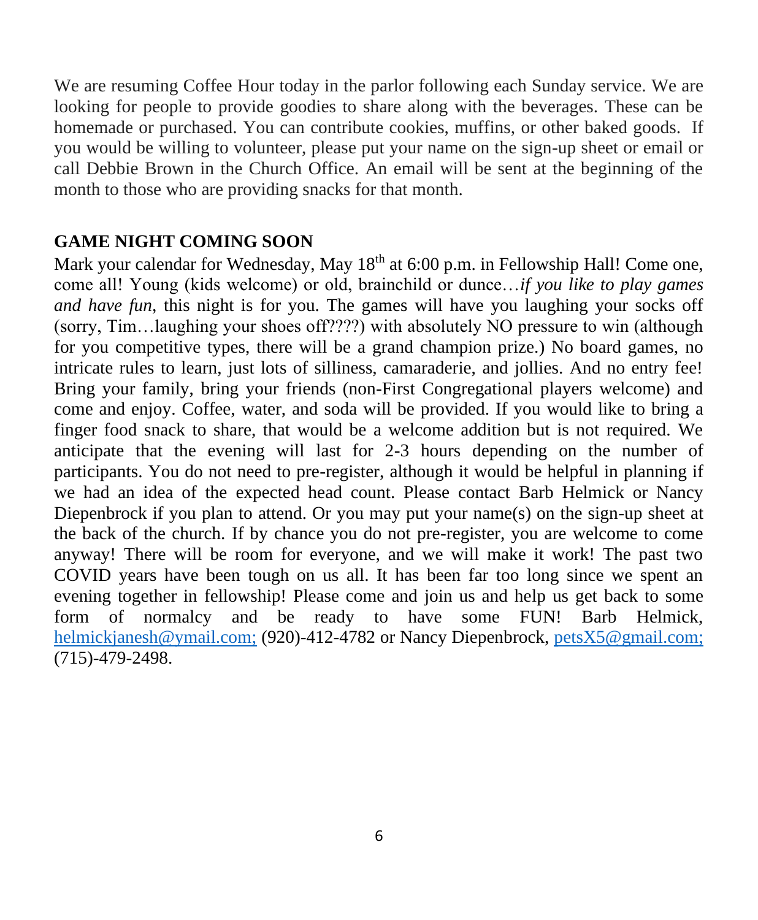We are resuming Coffee Hour today in the parlor following each Sunday service. We are looking for people to provide goodies to share along with the beverages. These can be homemade or purchased. You can contribute cookies, muffins, or other baked goods. If you would be willing to volunteer, please put your name on the sign-up sheet or email or call Debbie Brown in the Church Office. An email will be sent at the beginning of the month to those who are providing snacks for that month.

**GAME NIGHT COMING SOON**

Mark your calendar for Wednesday, May 18th at 6:00 p.m. in Fellowship Hall! Come one, come all! Young (kids welcome) or old, brainchild or dunce…*if you like to play games and have fun,* this night is for you. The games will have you laughing your socks off (sorry, Tim…laughing your shoes off????) with absolutely NO pressure to win (although for you competitive types, there will be a grand champion prize.) No board games, no intricate rules to learn, just lots of silliness, camaraderie, and jollies. And no entry fee! Bring your family, bring your friends (non-First Congregational players welcome) and come and enjoy. Coffee, water, and soda will be provided. If you would like to bring a finger food snack to share, that would be a welcome addition but is not required. We anticipate that the evening will last for 2-3 hours depending on the number of participants. You do not need to pre-register, although it would be helpful in planning if we had an idea of the expected head count. Please contact Barb Helmick or Nancy Diepenbrock if you plan to attend. Or you may put your name(s) on the sign-up sheet at the back of the church. If by chance you do not pre-register, you are welcome to come anyway! There will be room for everyone, and we will make it work! The past two COVID years have been tough on us all. It has been far too long since we spent an evening together in fellowship! Please come and join us and help us get back to some form of normalcy and be ready to have some FUN! Barb Helmick, helmickjanesh@ymail.com; (920)-412-4782 or Nancy Diepenbrock, petsX5@gmail.com; (715)-479-2498.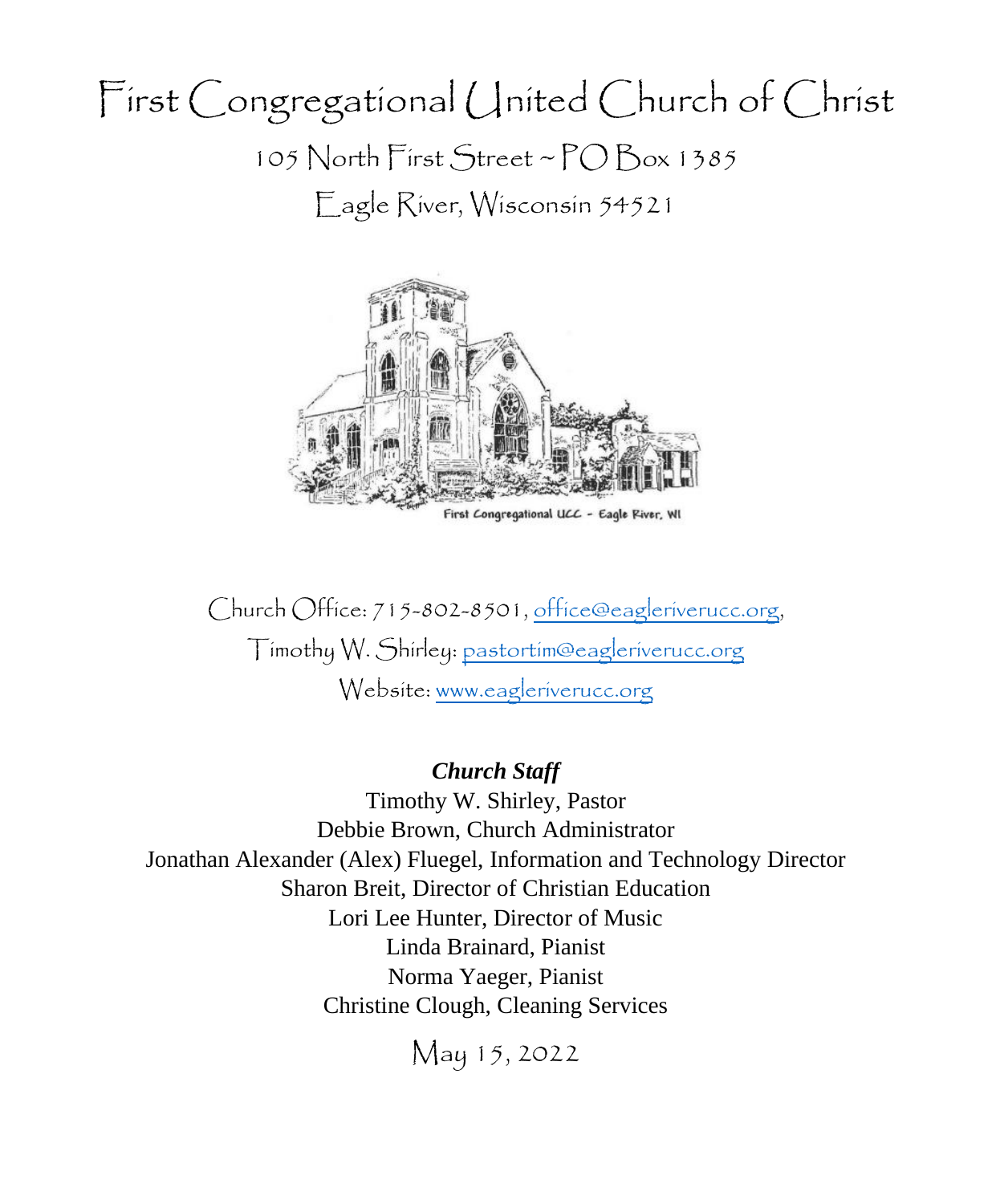# First Congregational United Church of Christ

105 North First Street ~ PO Box 1385

Eagle River, Wisconsin 54521

First Congregational UCC - Eagle River, WI

Church Office: 715-802-8501, office@eagleriverucc.org,

Timothy W. Shirley: pastortim@eagleriverucc.org

Website: www.eagleriverucc.org

***Church Staff***

Timothy W. Shirley, Pastor

Debbie Brown, Church Administrator

Jonathan Alexander (Alex) Fluegel, Information and Technology Director

Sharon Breit, Director of Christian Education

Lori Lee Hunter, Director of Music

Linda Brainard, Pianist

Norma Yaeger, Pianist

Christine Clough, Cleaning Services

May 15, 2022